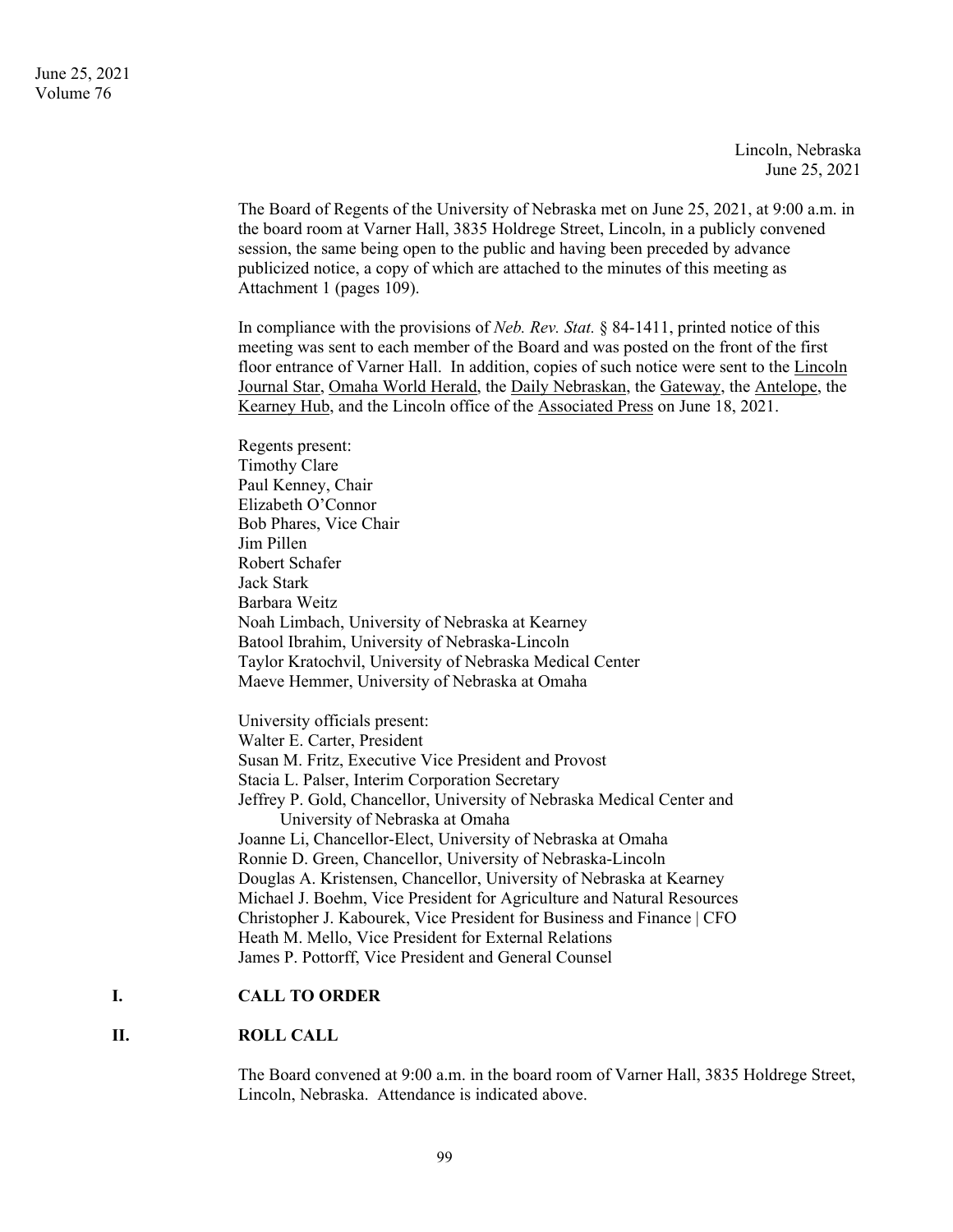Lincoln, Nebraska
June 25, 2021

The Board of Regents of the University of Nebraska met on June 25, 2021, at 9:00 a.m. in the board room at Varner Hall, 3835 Holdrege Street, Lincoln, in a publicly convened session, the same being open to the public and having been preceded by advance publicized notice, a copy of which are attached to the minutes of this meeting as Attachment 1 (pages 109).

In compliance with the provisions of *Neb. Rev. Stat.* § 84-1411, printed notice of this meeting was sent to each member of the Board and was posted on the front of the first floor entrance of Varner Hall. In addition, copies of such notice were sent to the Lincoln Journal Star, Omaha World Herald, the Daily Nebraskan, the Gateway, the Antelope, the Kearney Hub, and the Lincoln office of the Associated Press on June 18, 2021.

Regents present:
Timothy Clare
Paul Kenney, Chair
Elizabeth O'Connor
Bob Phares, Vice Chair
Jim Pillen
Robert Schafer
Jack Stark
Barbara Weitz
Noah Limbach, University of Nebraska at Kearney
Batool Ibrahim, University of Nebraska-Lincoln
Taylor Kratochvil, University of Nebraska Medical Center
Maeve Hemmer, University of Nebraska at Omaha

University officials present:
Walter E. Carter, President
Susan M. Fritz, Executive Vice President and Provost
Stacia L. Palser, Interim Corporation Secretary
Jeffrey P. Gold, Chancellor, University of Nebraska Medical Center and University of Nebraska at Omaha
Joanne Li, Chancellor-Elect, University of Nebraska at Omaha
Ronnie D. Green, Chancellor, University of Nebraska-Lincoln
Douglas A. Kristensen, Chancellor, University of Nebraska at Kearney
Michael J. Boehm, Vice President for Agriculture and Natural Resources
Christopher J. Kabourek, Vice President for Business and Finance | CFO
Heath M. Mello, Vice President for External Relations
James P. Pottorff, Vice President and General Counsel

## I. CALL TO ORDER

## II. ROLL CALL

The Board convened at 9:00 a.m. in the board room of Varner Hall, 3835 Holdrege Street, Lincoln, Nebraska. Attendance is indicated above.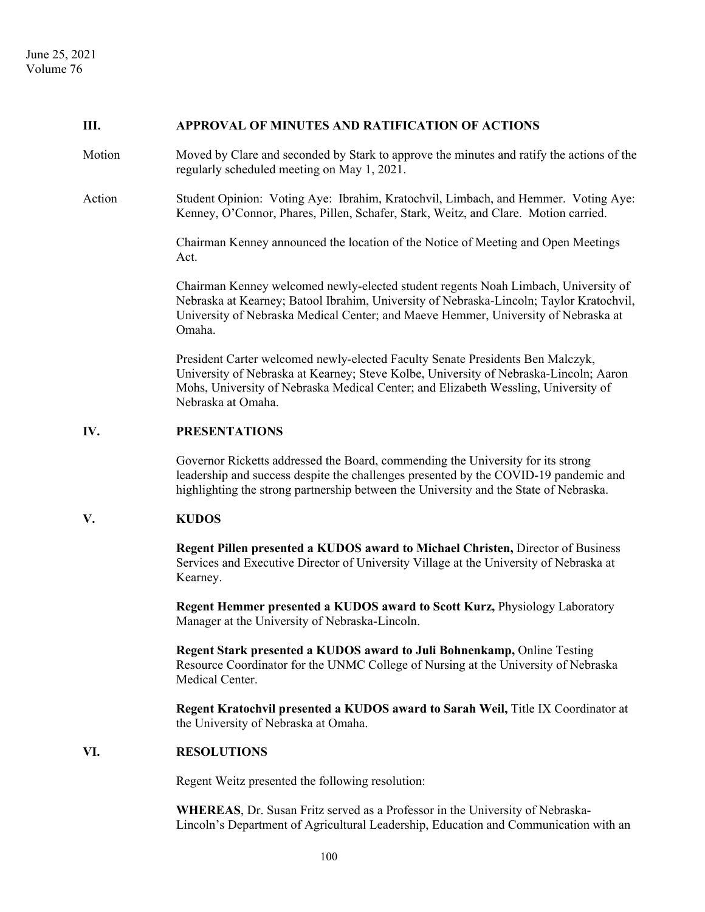## III. APPROVAL OF MINUTES AND RATIFICATION OF ACTIONS

Motion — Moved by Clare and seconded by Stark to approve the minutes and ratify the actions of the regularly scheduled meeting on May 1, 2021.

Action — Student Opinion: Voting Aye: Ibrahim, Kratochvil, Limbach, and Hemmer. Voting Aye: Kenney, O'Connor, Phares, Pillen, Schafer, Stark, Weitz, and Clare. Motion carried.

Chairman Kenney announced the location of the Notice of Meeting and Open Meetings Act.

Chairman Kenney welcomed newly-elected student regents Noah Limbach, University of Nebraska at Kearney; Batool Ibrahim, University of Nebraska-Lincoln; Taylor Kratochvil, University of Nebraska Medical Center; and Maeve Hemmer, University of Nebraska at Omaha.

President Carter welcomed newly-elected Faculty Senate Presidents Ben Malczyk, University of Nebraska at Kearney; Steve Kolbe, University of Nebraska-Lincoln; Aaron Mohs, University of Nebraska Medical Center; and Elizabeth Wessling, University of Nebraska at Omaha.

## IV. PRESENTATIONS

Governor Ricketts addressed the Board, commending the University for its strong leadership and success despite the challenges presented by the COVID-19 pandemic and highlighting the strong partnership between the University and the State of Nebraska.

## V. KUDOS

**Regent Pillen presented a KUDOS award to Michael Christen,** Director of Business Services and Executive Director of University Village at the University of Nebraska at Kearney.

**Regent Hemmer presented a KUDOS award to Scott Kurz,** Physiology Laboratory Manager at the University of Nebraska-Lincoln.

**Regent Stark presented a KUDOS award to Juli Bohnenkamp,** Online Testing Resource Coordinator for the UNMC College of Nursing at the University of Nebraska Medical Center.

**Regent Kratochvil presented a KUDOS award to Sarah Weil,** Title IX Coordinator at the University of Nebraska at Omaha.

## VI. RESOLUTIONS

Regent Weitz presented the following resolution:

**WHEREAS**, Dr. Susan Fritz served as a Professor in the University of Nebraska-Lincoln's Department of Agricultural Leadership, Education and Communication with an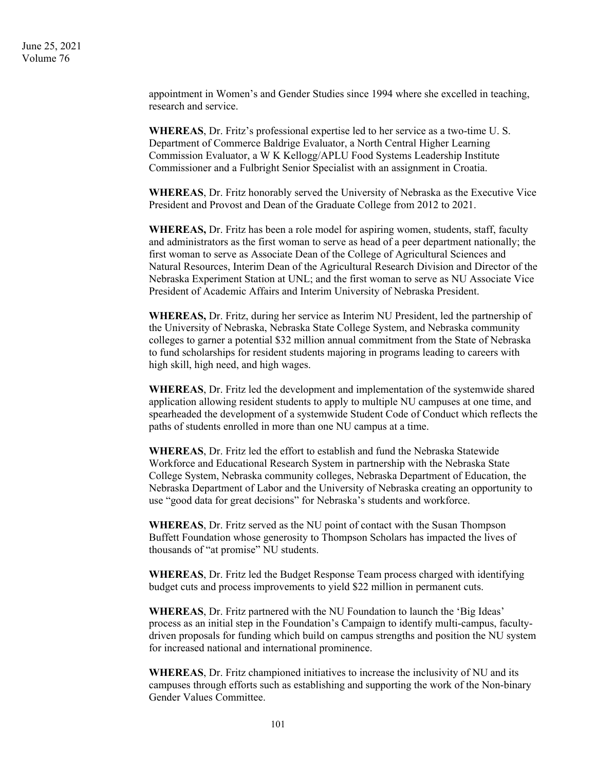appointment in Women's and Gender Studies since 1994 where she excelled in teaching, research and service.

**WHEREAS**, Dr. Fritz's professional expertise led to her service as a two-time U. S. Department of Commerce Baldrige Evaluator, a North Central Higher Learning Commission Evaluator, a W K Kellogg/APLU Food Systems Leadership Institute Commissioner and a Fulbright Senior Specialist with an assignment in Croatia.

**WHEREAS**, Dr. Fritz honorably served the University of Nebraska as the Executive Vice President and Provost and Dean of the Graduate College from 2012 to 2021.

**WHEREAS,** Dr. Fritz has been a role model for aspiring women, students, staff, faculty and administrators as the first woman to serve as head of a peer department nationally; the first woman to serve as Associate Dean of the College of Agricultural Sciences and Natural Resources, Interim Dean of the Agricultural Research Division and Director of the Nebraska Experiment Station at UNL; and the first woman to serve as NU Associate Vice President of Academic Affairs and Interim University of Nebraska President.

**WHEREAS,** Dr. Fritz, during her service as Interim NU President, led the partnership of the University of Nebraska, Nebraska State College System, and Nebraska community colleges to garner a potential $32 million annual commitment from the State of Nebraska to fund scholarships for resident students majoring in programs leading to careers with high skill, high need, and high wages.

**WHEREAS**, Dr. Fritz led the development and implementation of the systemwide shared application allowing resident students to apply to multiple NU campuses at one time, and spearheaded the development of a systemwide Student Code of Conduct which reflects the paths of students enrolled in more than one NU campus at a time.

**WHEREAS**, Dr. Fritz led the effort to establish and fund the Nebraska Statewide Workforce and Educational Research System in partnership with the Nebraska State College System, Nebraska community colleges, Nebraska Department of Education, the Nebraska Department of Labor and the University of Nebraska creating an opportunity to use "good data for great decisions" for Nebraska's students and workforce.

**WHEREAS**, Dr. Fritz served as the NU point of contact with the Susan Thompson Buffett Foundation whose generosity to Thompson Scholars has impacted the lives of thousands of "at promise" NU students.

**WHEREAS**, Dr. Fritz led the Budget Response Team process charged with identifying budget cuts and process improvements to yield $22 million in permanent cuts.

**WHEREAS**, Dr. Fritz partnered with the NU Foundation to launch the 'Big Ideas' process as an initial step in the Foundation's Campaign to identify multi-campus, faculty-driven proposals for funding which build on campus strengths and position the NU system for increased national and international prominence.

**WHEREAS**, Dr. Fritz championed initiatives to increase the inclusivity of NU and its campuses through efforts such as establishing and supporting the work of the Non-binary Gender Values Committee.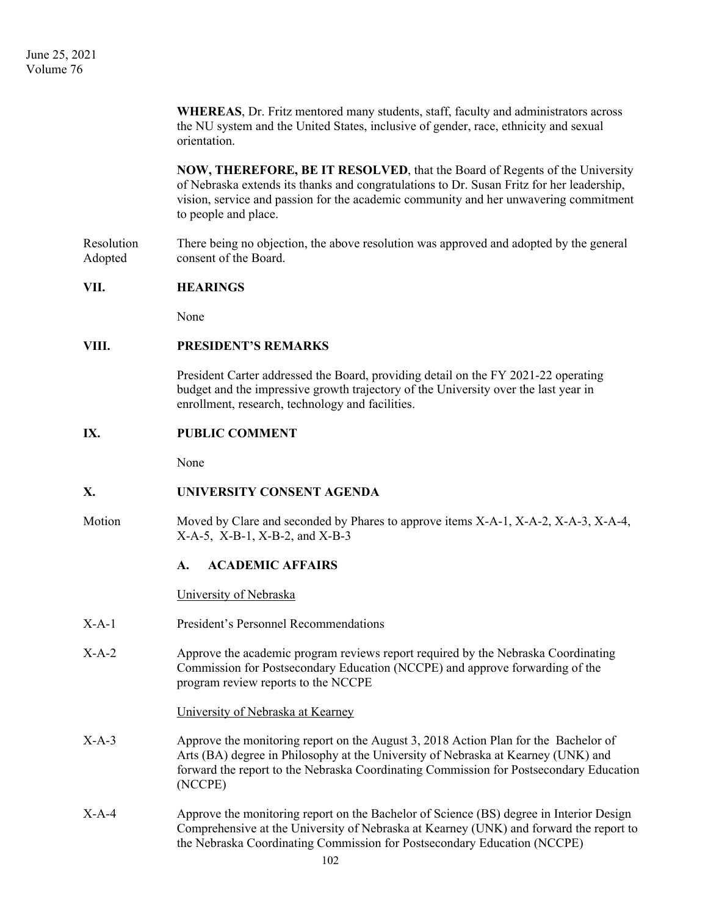**WHEREAS**, Dr. Fritz mentored many students, staff, faculty and administrators across the NU system and the United States, inclusive of gender, race, ethnicity and sexual orientation.

**NOW, THEREFORE, BE IT RESOLVED**, that the Board of Regents of the University of Nebraska extends its thanks and congratulations to Dr. Susan Fritz for her leadership, vision, service and passion for the academic community and her unwavering commitment to people and place.

Resolution Adopted — There being no objection, the above resolution was approved and adopted by the general consent of the Board.

## VII. HEARINGS

None

## VIII. PRESIDENT'S REMARKS

President Carter addressed the Board, providing detail on the FY 2021-22 operating budget and the impressive growth trajectory of the University over the last year in enrollment, research, technology and facilities.

## IX. PUBLIC COMMENT

None

## X. UNIVERSITY CONSENT AGENDA

Motion — Moved by Clare and seconded by Phares to approve items X-A-1, X-A-2, X-A-3, X-A-4, X-A-5, X-B-1, X-B-2, and X-B-3

### A. ACADEMIC AFFAIRS

University of Nebraska

X-A-1 — President's Personnel Recommendations

X-A-2 — Approve the academic program reviews report required by the Nebraska Coordinating Commission for Postsecondary Education (NCCPE) and approve forwarding of the program review reports to the NCCPE

University of Nebraska at Kearney

X-A-3 — Approve the monitoring report on the August 3, 2018 Action Plan for the Bachelor of Arts (BA) degree in Philosophy at the University of Nebraska at Kearney (UNK) and forward the report to the Nebraska Coordinating Commission for Postsecondary Education (NCCPE)

X-A-4 — Approve the monitoring report on the Bachelor of Science (BS) degree in Interior Design Comprehensive at the University of Nebraska at Kearney (UNK) and forward the report to the Nebraska Coordinating Commission for Postsecondary Education (NCCPE)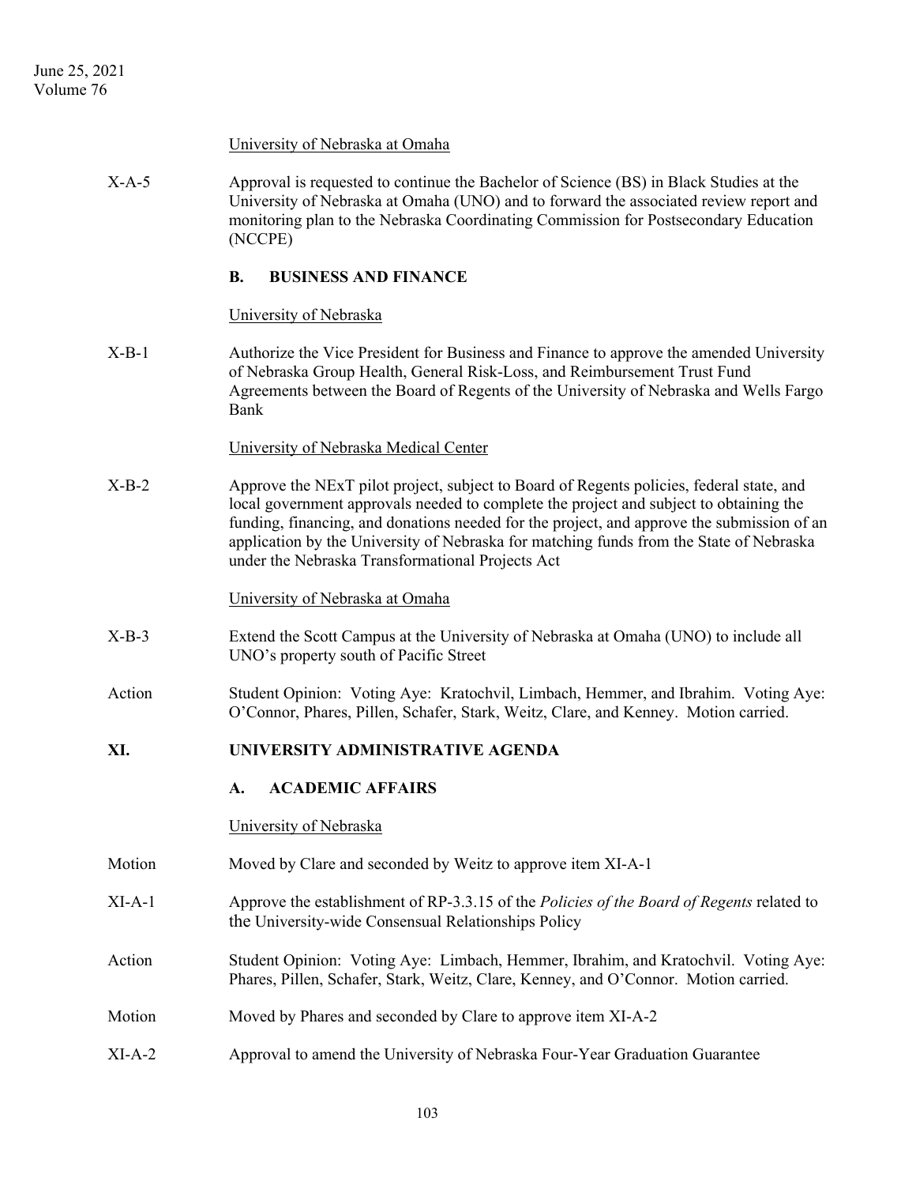University of Nebraska at Omaha

X-A-5 Approval is requested to continue the Bachelor of Science (BS) in Black Studies at the University of Nebraska at Omaha (UNO) and to forward the associated review report and monitoring plan to the Nebraska Coordinating Commission for Postsecondary Education (NCCPE)

**B. BUSINESS AND FINANCE**

University of Nebraska

X-B-1 Authorize the Vice President for Business and Finance to approve the amended University of Nebraska Group Health, General Risk-Loss, and Reimbursement Trust Fund Agreements between the Board of Regents of the University of Nebraska and Wells Fargo Bank

University of Nebraska Medical Center

X-B-2 Approve the NExT pilot project, subject to Board of Regents policies, federal state, and local government approvals needed to complete the project and subject to obtaining the funding, financing, and donations needed for the project, and approve the submission of an application by the University of Nebraska for matching funds from the State of Nebraska under the Nebraska Transformational Projects Act

University of Nebraska at Omaha

X-B-3 Extend the Scott Campus at the University of Nebraska at Omaha (UNO) to include all UNO's property south of Pacific Street

Action Student Opinion: Voting Aye: Kratochvil, Limbach, Hemmer, and Ibrahim. Voting Aye: O'Connor, Phares, Pillen, Schafer, Stark, Weitz, Clare, and Kenney. Motion carried.

## XI. UNIVERSITY ADMINISTRATIVE AGENDA

**A. ACADEMIC AFFAIRS**

University of Nebraska

Motion Moved by Clare and seconded by Weitz to approve item XI-A-1

XI-A-1 Approve the establishment of RP-3.3.15 of the *Policies of the Board of Regents* related to the University-wide Consensual Relationships Policy

Action Student Opinion: Voting Aye: Limbach, Hemmer, Ibrahim, and Kratochvil. Voting Aye: Phares, Pillen, Schafer, Stark, Weitz, Clare, Kenney, and O'Connor. Motion carried.

Motion Moved by Phares and seconded by Clare to approve item XI-A-2

XI-A-2 Approval to amend the University of Nebraska Four-Year Graduation Guarantee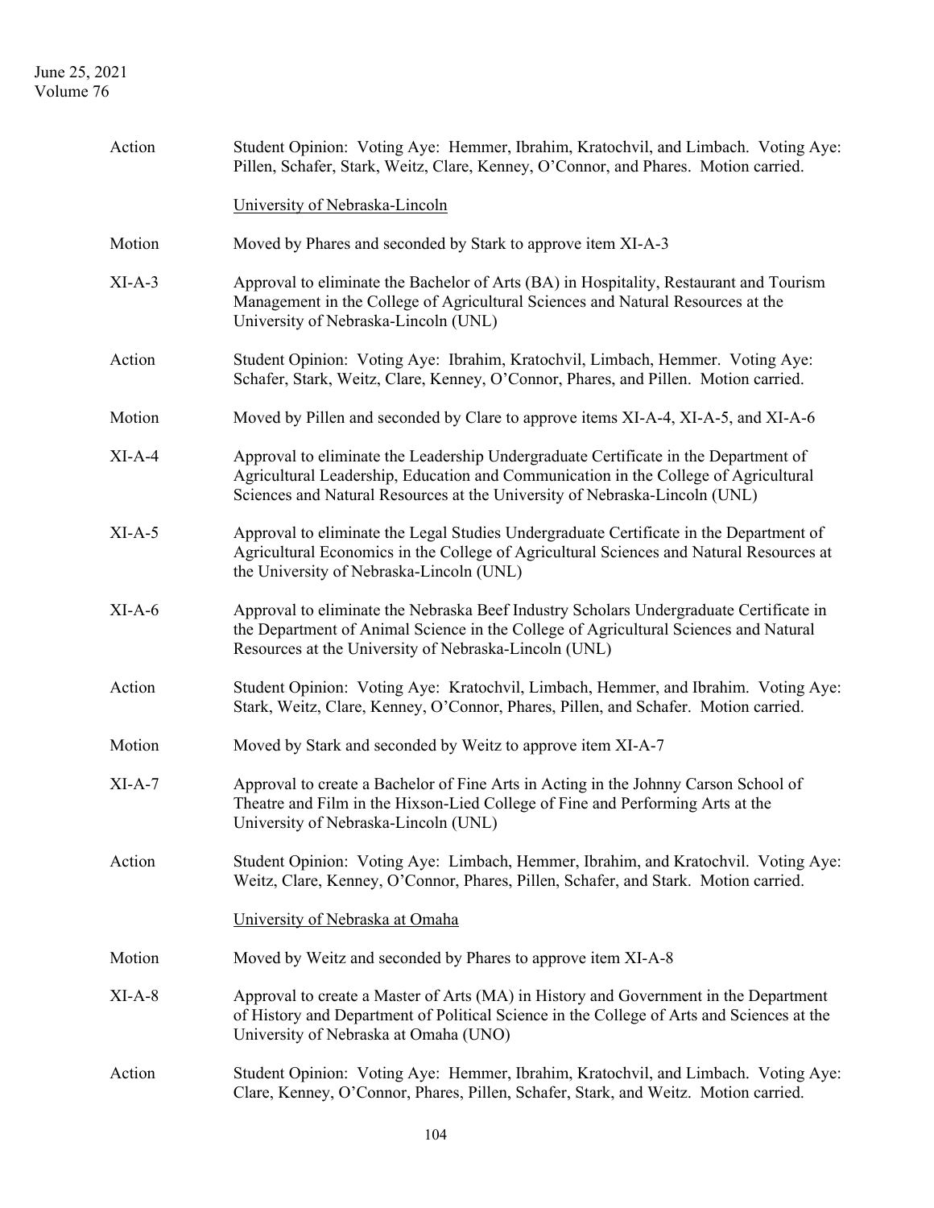Action Student Opinion: Voting Aye: Hemmer, Ibrahim, Kratochvil, and Limbach. Voting Aye: Pillen, Schafer, Stark, Weitz, Clare, Kenney, O'Connor, and Phares. Motion carried.

University of Nebraska-Lincoln

Motion Moved by Phares and seconded by Stark to approve item XI-A-3

XI-A-3 Approval to eliminate the Bachelor of Arts (BA) in Hospitality, Restaurant and Tourism Management in the College of Agricultural Sciences and Natural Resources at the University of Nebraska-Lincoln (UNL)

Action Student Opinion: Voting Aye: Ibrahim, Kratochvil, Limbach, Hemmer. Voting Aye: Schafer, Stark, Weitz, Clare, Kenney, O'Connor, Phares, and Pillen. Motion carried.

Motion Moved by Pillen and seconded by Clare to approve items XI-A-4, XI-A-5, and XI-A-6

XI-A-4 Approval to eliminate the Leadership Undergraduate Certificate in the Department of Agricultural Leadership, Education and Communication in the College of Agricultural Sciences and Natural Resources at the University of Nebraska-Lincoln (UNL)

XI-A-5 Approval to eliminate the Legal Studies Undergraduate Certificate in the Department of Agricultural Economics in the College of Agricultural Sciences and Natural Resources at the University of Nebraska-Lincoln (UNL)

XI-A-6 Approval to eliminate the Nebraska Beef Industry Scholars Undergraduate Certificate in the Department of Animal Science in the College of Agricultural Sciences and Natural Resources at the University of Nebraska-Lincoln (UNL)

Action Student Opinion: Voting Aye: Kratochvil, Limbach, Hemmer, and Ibrahim. Voting Aye: Stark, Weitz, Clare, Kenney, O'Connor, Phares, Pillen, and Schafer. Motion carried.

Motion Moved by Stark and seconded by Weitz to approve item XI-A-7

XI-A-7 Approval to create a Bachelor of Fine Arts in Acting in the Johnny Carson School of Theatre and Film in the Hixson-Lied College of Fine and Performing Arts at the University of Nebraska-Lincoln (UNL)

Action Student Opinion: Voting Aye: Limbach, Hemmer, Ibrahim, and Kratochvil. Voting Aye: Weitz, Clare, Kenney, O'Connor, Phares, Pillen, Schafer, and Stark. Motion carried.

University of Nebraska at Omaha

Motion Moved by Weitz and seconded by Phares to approve item XI-A-8

XI-A-8 Approval to create a Master of Arts (MA) in History and Government in the Department of History and Department of Political Science in the College of Arts and Sciences at the University of Nebraska at Omaha (UNO)

Action Student Opinion: Voting Aye: Hemmer, Ibrahim, Kratochvil, and Limbach. Voting Aye: Clare, Kenney, O'Connor, Phares, Pillen, Schafer, Stark, and Weitz. Motion carried.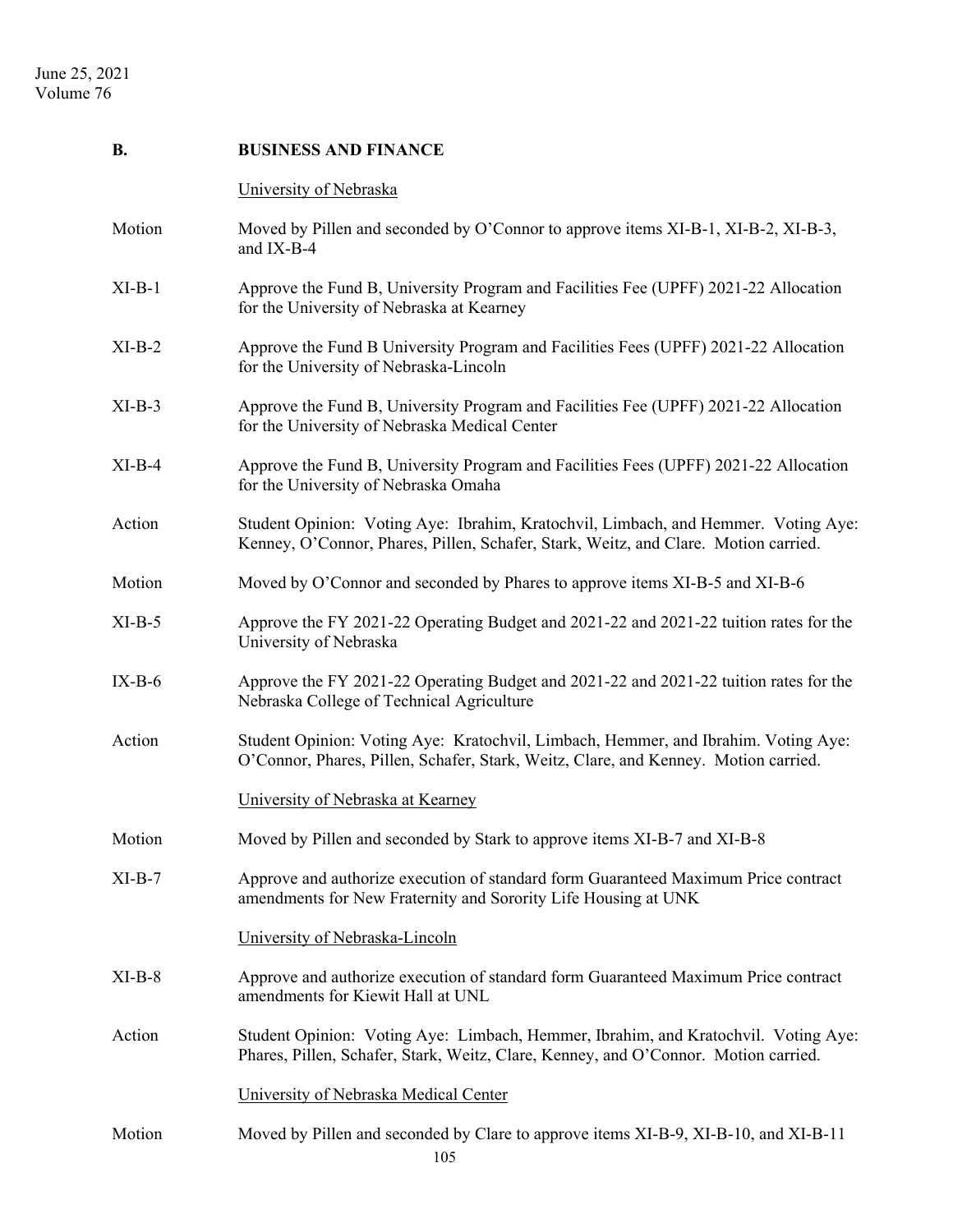**B. BUSINESS AND FINANCE**

University of Nebraska

| | |
|---|---|
| Motion | Moved by Pillen and seconded by O'Connor to approve items XI-B-1, XI-B-2, XI-B-3, and IX-B-4 |
| XI-B-1 | Approve the Fund B, University Program and Facilities Fee (UPFF) 2021-22 Allocation for the University of Nebraska at Kearney |
| XI-B-2 | Approve the Fund B University Program and Facilities Fees (UPFF) 2021-22 Allocation for the University of Nebraska-Lincoln |
| XI-B-3 | Approve the Fund B, University Program and Facilities Fee (UPFF) 2021-22 Allocation for the University of Nebraska Medical Center |
| XI-B-4 | Approve the Fund B, University Program and Facilities Fees (UPFF) 2021-22 Allocation for the University of Nebraska Omaha |
| Action | Student Opinion: Voting Aye: Ibrahim, Kratochvil, Limbach, and Hemmer. Voting Aye: Kenney, O'Connor, Phares, Pillen, Schafer, Stark, Weitz, and Clare. Motion carried. |
| Motion | Moved by O'Connor and seconded by Phares to approve items XI-B-5 and XI-B-6 |
| XI-B-5 | Approve the FY 2021-22 Operating Budget and 2021-22 and 2021-22 tuition rates for the University of Nebraska |
| IX-B-6 | Approve the FY 2021-22 Operating Budget and 2021-22 and 2021-22 tuition rates for the Nebraska College of Technical Agriculture |
| Action | Student Opinion: Voting Aye: Kratochvil, Limbach, Hemmer, and Ibrahim. Voting Aye: O'Connor, Phares, Pillen, Schafer, Stark, Weitz, Clare, and Kenney. Motion carried. |

University of Nebraska at Kearney

| | |
|---|---|
| Motion | Moved by Pillen and seconded by Stark to approve items XI-B-7 and XI-B-8 |
| XI-B-7 | Approve and authorize execution of standard form Guaranteed Maximum Price contract amendments for New Fraternity and Sorority Life Housing at UNK |

University of Nebraska-Lincoln

| | |
|---|---|
| XI-B-8 | Approve and authorize execution of standard form Guaranteed Maximum Price contract amendments for Kiewit Hall at UNL |
| Action | Student Opinion: Voting Aye: Limbach, Hemmer, Ibrahim, and Kratochvil. Voting Aye: Phares, Pillen, Schafer, Stark, Weitz, Clare, Kenney, and O'Connor. Motion carried. |

University of Nebraska Medical Center

| | |
|---|---|
| Motion | Moved by Pillen and seconded by Clare to approve items XI-B-9, XI-B-10, and XI-B-11 |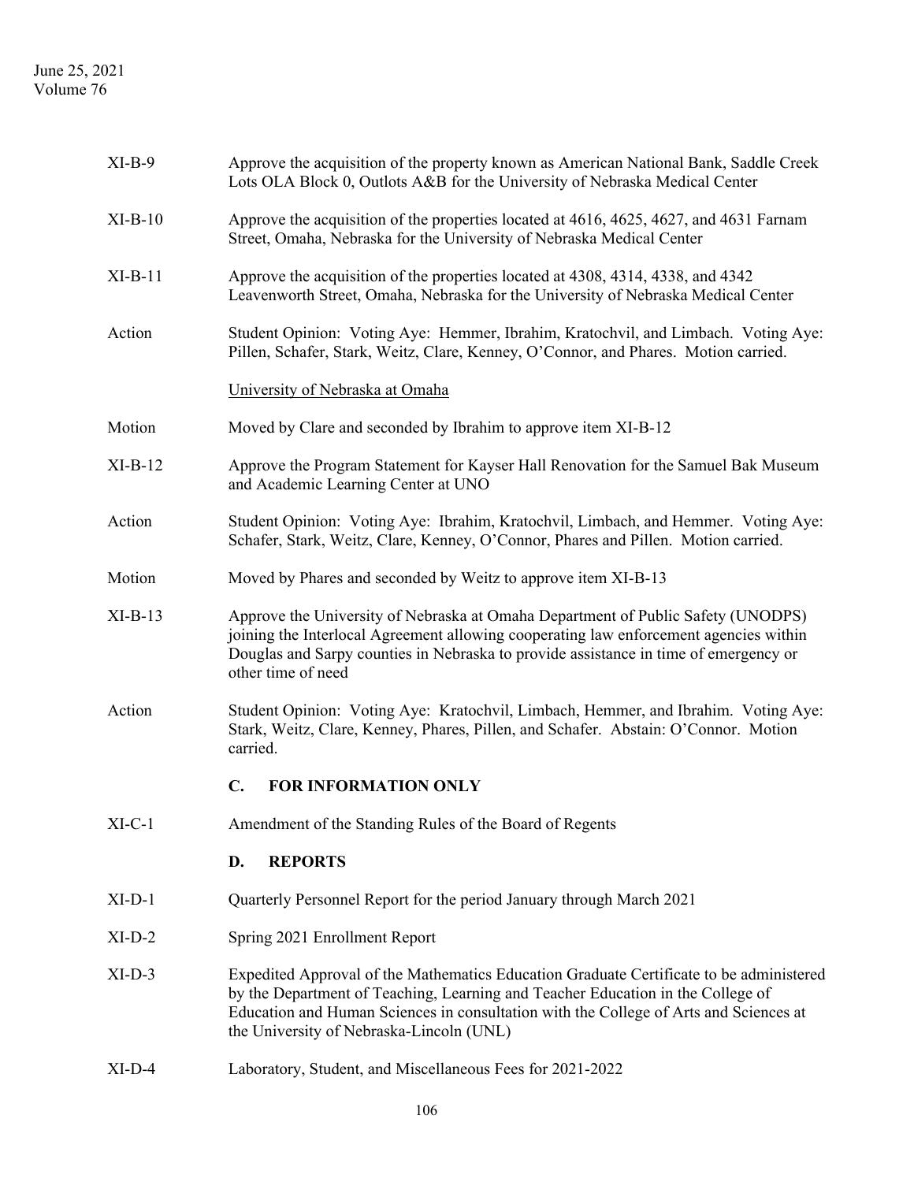XI-B-9 Approve the acquisition of the property known as American National Bank, Saddle Creek Lots OLA Block 0, Outlots A&B for the University of Nebraska Medical Center

XI-B-10 Approve the acquisition of the properties located at 4616, 4625, 4627, and 4631 Farnam Street, Omaha, Nebraska for the University of Nebraska Medical Center

XI-B-11 Approve the acquisition of the properties located at 4308, 4314, 4338, and 4342 Leavenworth Street, Omaha, Nebraska for the University of Nebraska Medical Center

Action Student Opinion: Voting Aye: Hemmer, Ibrahim, Kratochvil, and Limbach. Voting Aye: Pillen, Schafer, Stark, Weitz, Clare, Kenney, O'Connor, and Phares. Motion carried.

University of Nebraska at Omaha

Motion Moved by Clare and seconded by Ibrahim to approve item XI-B-12

XI-B-12 Approve the Program Statement for Kayser Hall Renovation for the Samuel Bak Museum and Academic Learning Center at UNO

Action Student Opinion: Voting Aye: Ibrahim, Kratochvil, Limbach, and Hemmer. Voting Aye: Schafer, Stark, Weitz, Clare, Kenney, O'Connor, Phares and Pillen. Motion carried.

Motion Moved by Phares and seconded by Weitz to approve item XI-B-13

XI-B-13 Approve the University of Nebraska at Omaha Department of Public Safety (UNODPS) joining the Interlocal Agreement allowing cooperating law enforcement agencies within Douglas and Sarpy counties in Nebraska to provide assistance in time of emergency or other time of need

Action Student Opinion: Voting Aye: Kratochvil, Limbach, Hemmer, and Ibrahim. Voting Aye: Stark, Weitz, Clare, Kenney, Phares, Pillen, and Schafer. Abstain: O'Connor. Motion carried.

## C. FOR INFORMATION ONLY

XI-C-1 Amendment of the Standing Rules of the Board of Regents

## D. REPORTS

XI-D-1 Quarterly Personnel Report for the period January through March 2021

XI-D-2 Spring 2021 Enrollment Report

XI-D-3 Expedited Approval of the Mathematics Education Graduate Certificate to be administered by the Department of Teaching, Learning and Teacher Education in the College of Education and Human Sciences in consultation with the College of Arts and Sciences at the University of Nebraska-Lincoln (UNL)

XI-D-4 Laboratory, Student, and Miscellaneous Fees for 2021-2022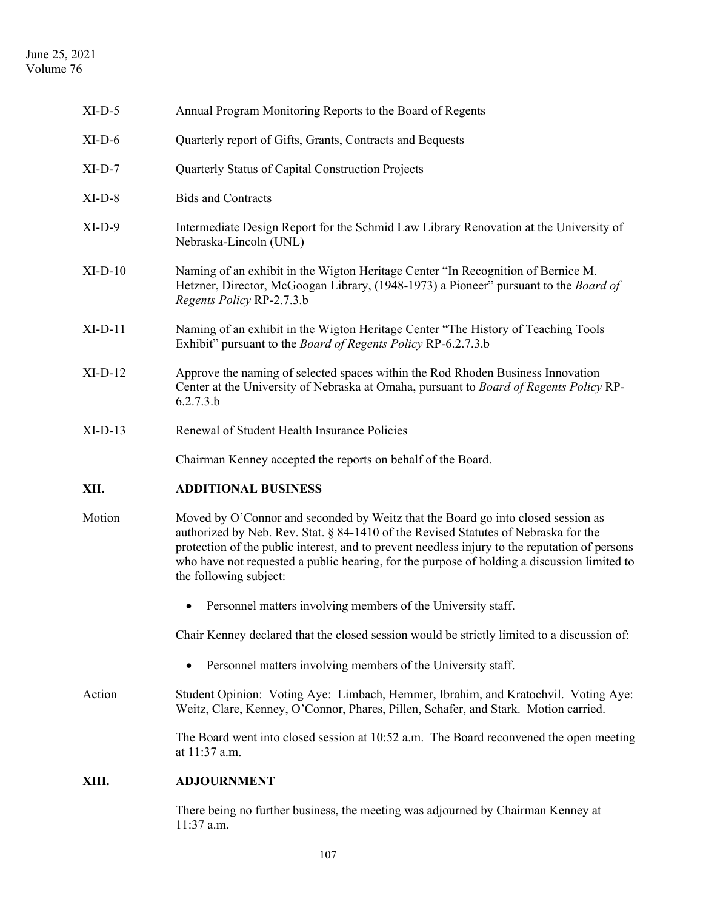XI-D-5 Annual Program Monitoring Reports to the Board of Regents

XI-D-6 Quarterly report of Gifts, Grants, Contracts and Bequests

XI-D-7 Quarterly Status of Capital Construction Projects

XI-D-8 Bids and Contracts

XI-D-9 Intermediate Design Report for the Schmid Law Library Renovation at the University of Nebraska-Lincoln (UNL)

XI-D-10 Naming of an exhibit in the Wigton Heritage Center "In Recognition of Bernice M. Hetzner, Director, McGoogan Library, (1948-1973) a Pioneer" pursuant to the *Board of Regents Policy* RP-2.7.3.b

XI-D-11 Naming of an exhibit in the Wigton Heritage Center "The History of Teaching Tools Exhibit" pursuant to the *Board of Regents Policy* RP-6.2.7.3.b

XI-D-12 Approve the naming of selected spaces within the Rod Rhoden Business Innovation Center at the University of Nebraska at Omaha, pursuant to *Board of Regents Policy* RP-6.2.7.3.b

XI-D-13 Renewal of Student Health Insurance Policies

Chairman Kenney accepted the reports on behalf of the Board.

## XII. ADDITIONAL BUSINESS

Motion: Moved by O'Connor and seconded by Weitz that the Board go into closed session as authorized by Neb. Rev. Stat. § 84-1410 of the Revised Statutes of Nebraska for the protection of the public interest, and to prevent needless injury to the reputation of persons who have not requested a public hearing, for the purpose of holding a discussion limited to the following subject:

- Personnel matters involving members of the University staff.

Chair Kenney declared that the closed session would be strictly limited to a discussion of:

- Personnel matters involving members of the University staff.

Action: Student Opinion: Voting Aye: Limbach, Hemmer, Ibrahim, and Kratochvil. Voting Aye: Weitz, Clare, Kenney, O'Connor, Phares, Pillen, Schafer, and Stark. Motion carried.

The Board went into closed session at 10:52 a.m. The Board reconvened the open meeting at 11:37 a.m.

## XIII. ADJOURNMENT

There being no further business, the meeting was adjourned by Chairman Kenney at 11:37 a.m.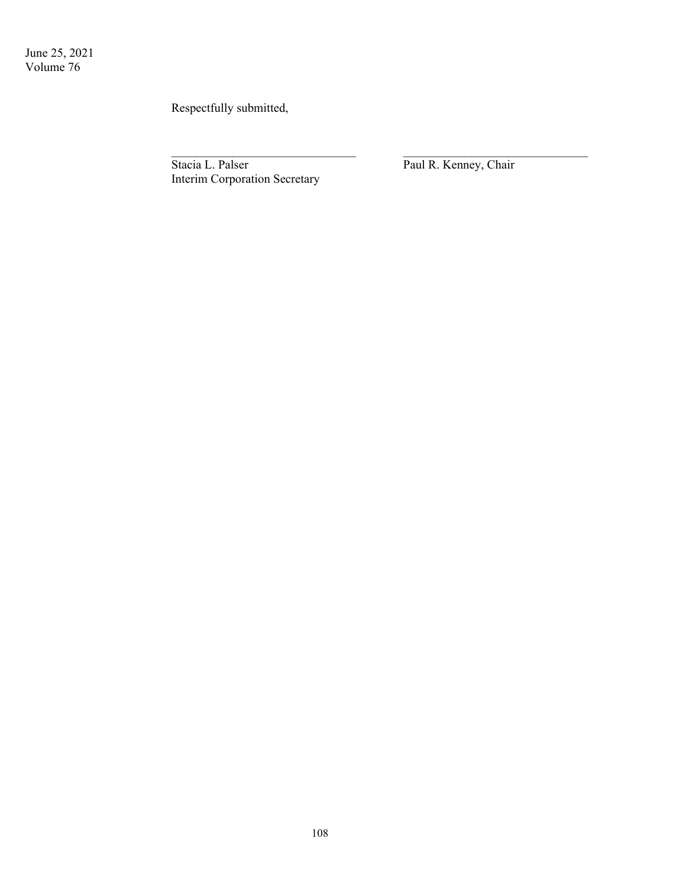Respectfully submitted,

\_\_\_\_\_\_\_\_\_\_\_\_\_\_\_\_\_\_\_\_\_\_\_\_\_\_\_\_\_\_\_\_
Stacia L. Palser
Interim Corporation Secretary

\_\_\_\_\_\_\_\_\_\_\_\_\_\_\_\_\_\_\_\_\_\_\_\_\_\_\_\_\_\_\_\_
Paul R. Kenney, Chair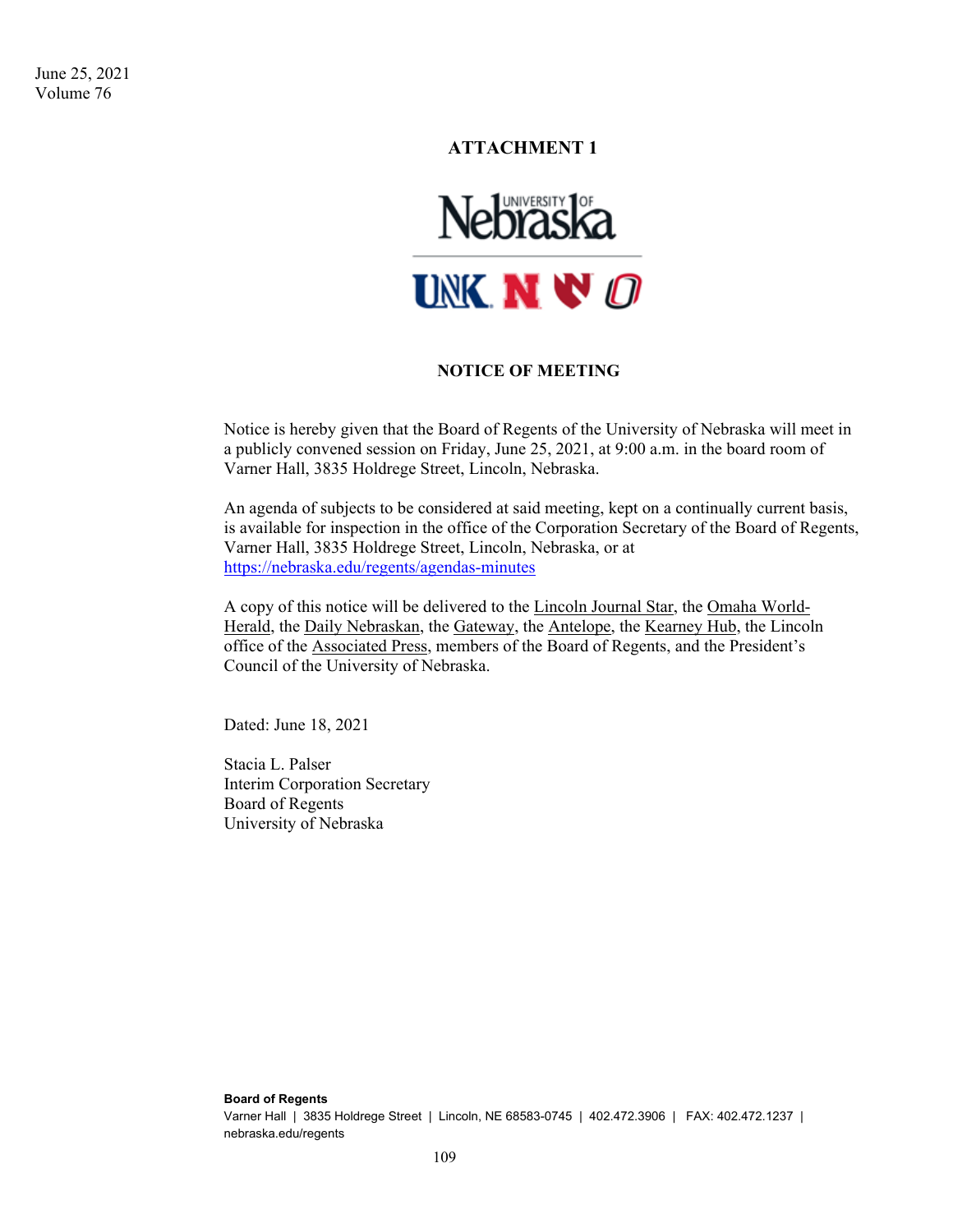# ATTACHMENT 1

## NOTICE OF MEETING

Notice is hereby given that the Board of Regents of the University of Nebraska will meet in a publicly convened session on Friday, June 25, 2021, at 9:00 a.m. in the board room of Varner Hall, 3835 Holdrege Street, Lincoln, Nebraska.

An agenda of subjects to be considered at said meeting, kept on a continually current basis, is available for inspection in the office of the Corporation Secretary of the Board of Regents, Varner Hall, 3835 Holdrege Street, Lincoln, Nebraska, or at https://nebraska.edu/regents/agendas-minutes

A copy of this notice will be delivered to the Lincoln Journal Star, the Omaha World-Herald, the Daily Nebraskan, the Gateway, the Antelope, the Kearney Hub, the Lincoln office of the Associated Press, members of the Board of Regents, and the President's Council of the University of Nebraska.

Dated: June 18, 2021

Stacia L. Palser
Interim Corporation Secretary
Board of Regents
University of Nebraska

**Board of Regents**
Varner Hall | 3835 Holdrege Street | Lincoln, NE 68583-0745 | 402.472.3906 | FAX: 402.472.1237 | nebraska.edu/regents